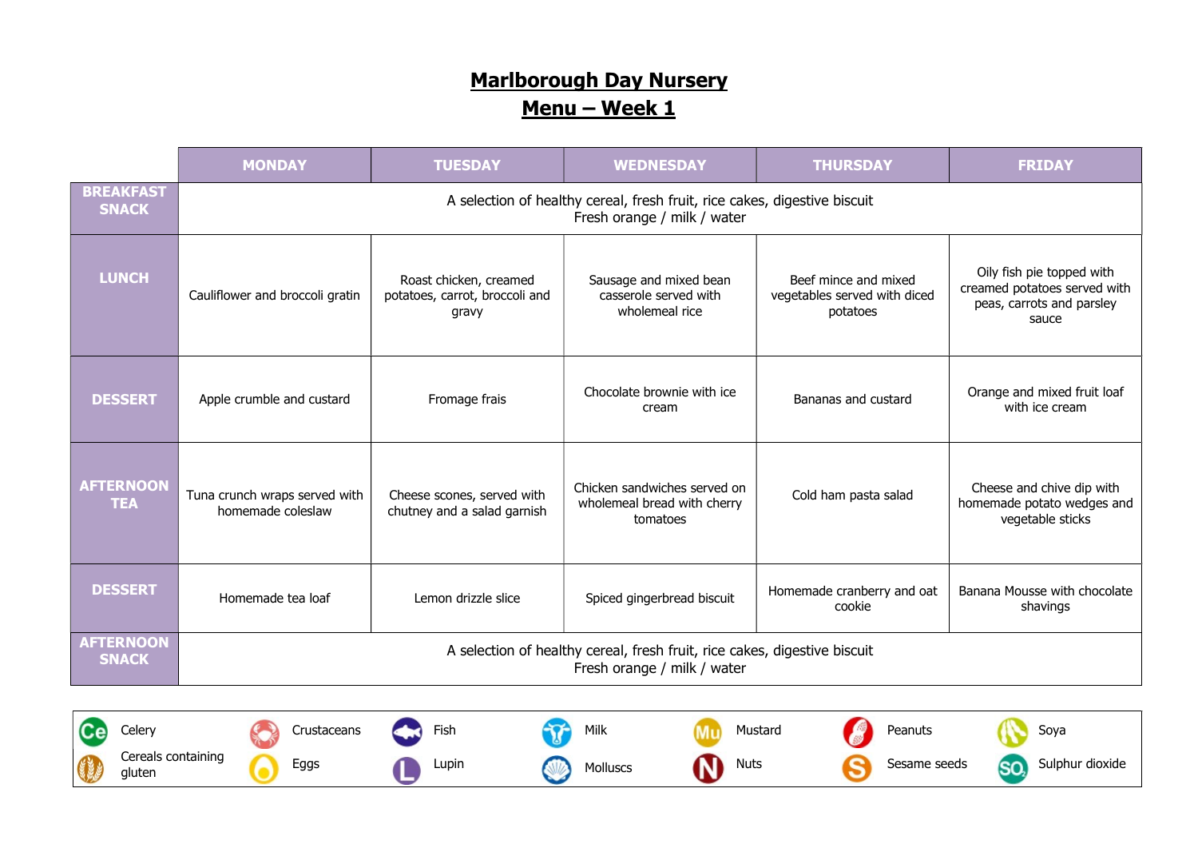# Marlborough Day Nursery
## Menu – Week 1

| | MONDAY | TUESDAY | WEDNESDAY | THURSDAY | FRIDAY |
|---|---|---|---|---|---|
| **BREAKFAST SNACK** | A selection of healthy cereal, fresh fruit, rice cakes, digestive biscuit<br>Fresh orange / milk / water | | | | |
| **LUNCH** | Cauliflower and broccoli gratin | Roast chicken, creamed potatoes, carrot, broccoli and gravy | Sausage and mixed bean casserole served with wholemeal rice | Beef mince and mixed vegetables served with diced potatoes | Oily fish pie topped with creamed potatoes served with peas, carrots and parsley sauce |
| **DESSERT** | Apple crumble and custard | Fromage frais | Chocolate brownie with ice cream | Bananas and custard | Orange and mixed fruit loaf with ice cream |
| **AFTERNOON TEA** | Tuna crunch wraps served with homemade coleslaw | Cheese scones, served with chutney and a salad garnish | Chicken sandwiches served on wholemeal bread with cherry tomatoes | Cold ham pasta salad | Cheese and chive dip with homemade potato wedges and vegetable sticks |
| **DESSERT** | Homemade tea loaf | Lemon drizzle slice | Spiced gingerbread biscuit | Homemade cranberry and oat cookie | Banana Mousse with chocolate shavings |
| **AFTERNOON SNACK** | A selection of healthy cereal, fresh fruit, rice cakes, digestive biscuit<br>Fresh orange / milk / water | | | | |

| | | | | | | |
|---|---|---|---|---|---|---|
| Celery | Crustaceans | Fish | Milk | Mustard | Peanuts | Soya |
| Cereals containing gluten | Eggs | Lupin | Molluscs | Nuts | Sesame seeds | Sulphur dioxide |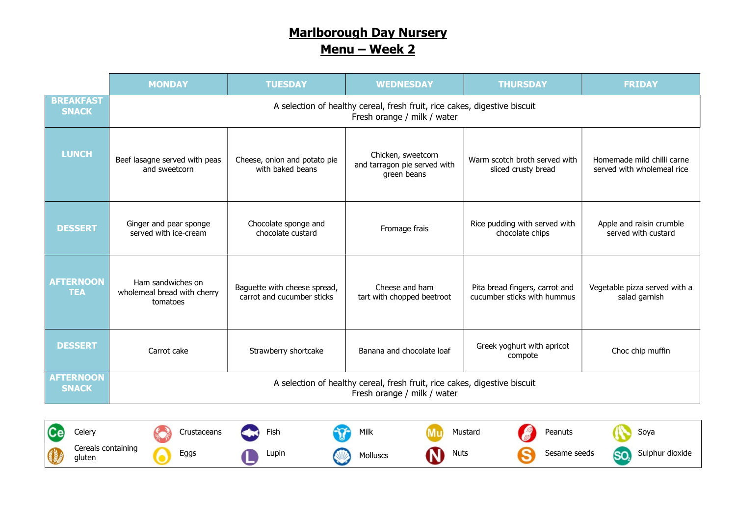# Marlborough Day Nursery

## Menu – Week 2

| | MONDAY | TUESDAY | WEDNESDAY | THURSDAY | FRIDAY |
|---|---|---|---|---|---|
| **BREAKFAST SNACK** | A selection of healthy cereal, fresh fruit, rice cakes, digestive biscuit<br>Fresh orange / milk / water | | | | |
| **LUNCH** | Beef lasagne served with peas and sweetcorn | Cheese, onion and potato pie with baked beans | Chicken, sweetcorn and tarragon pie served with green beans | Warm scotch broth served with sliced crusty bread | Homemade mild chilli carne served with wholemeal rice |
| **DESSERT** | Ginger and pear sponge served with ice-cream | Chocolate sponge and chocolate custard | Fromage frais | Rice pudding with served with chocolate chips | Apple and raisin crumble served with custard |
| **AFTERNOON TEA** | Ham sandwiches on wholemeal bread with cherry tomatoes | Baguette with cheese spread, carrot and cucumber sticks | Cheese and ham tart with chopped beetroot | Pita bread fingers, carrot and cucumber sticks with hummus | Vegetable pizza served with a salad garnish |
| **DESSERT** | Carrot cake | Strawberry shortcake | Banana and chocolate loaf | Greek yoghurt with apricot compote | Choc chip muffin |
| **AFTERNOON SNACK** | A selection of healthy cereal, fresh fruit, rice cakes, digestive biscuit<br>Fresh orange / milk / water | | | | |

| | | | | | | |
|---|---|---|---|---|---|---|
| Celery | Crustaceans | Fish | Milk | Mustard | Peanuts | Soya |
| Cereals containing gluten | Eggs | Lupin | Molluscs | Nuts | Sesame seeds | Sulphur dioxide |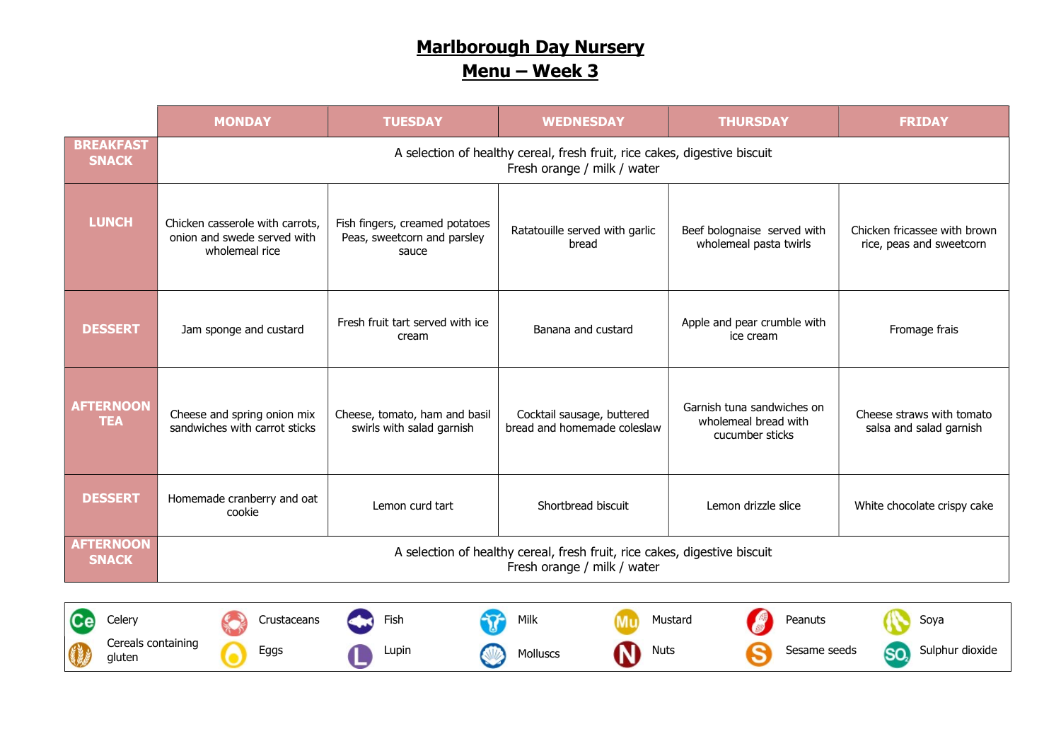# Marlborough Day Nursery

## Menu – Week 3

| | MONDAY | TUESDAY | WEDNESDAY | THURSDAY | FRIDAY |
|---|---|---|---|---|---|
| **BREAKFAST SNACK** | A selection of healthy cereal, fresh fruit, rice cakes, digestive biscuit<br>Fresh orange / milk / water | | | | |
| **LUNCH** | Chicken casserole with carrots, onion and swede served with wholemeal rice | Fish fingers, creamed potatoes Peas, sweetcorn and parsley sauce | Ratatouille served with garlic bread | Beef bolognaise served with wholemeal pasta twirls | Chicken fricassee with brown rice, peas and sweetcorn |
| **DESSERT** | Jam sponge and custard | Fresh fruit tart served with ice cream | Banana and custard | Apple and pear crumble with ice cream | Fromage frais |
| **AFTERNOON TEA** | Cheese and spring onion mix sandwiches with carrot sticks | Cheese, tomato, ham and basil swirls with salad garnish | Cocktail sausage, buttered bread and homemade coleslaw | Garnish tuna sandwiches on wholemeal bread with cucumber sticks | Cheese straws with tomato salsa and salad garnish |
| **DESSERT** | Homemade cranberry and oat cookie | Lemon curd tart | Shortbread biscuit | Lemon drizzle slice | White chocolate crispy cake |
| **AFTERNOON SNACK** | A selection of healthy cereal, fresh fruit, rice cakes, digestive biscuit<br>Fresh orange / milk / water | | | | |

| | | | | | | |
|---|---|---|---|---|---|---|
| Celery | Crustaceans | Fish | Milk | Mustard | Peanuts | Soya |
| Cereals containing gluten | Eggs | Lupin | Molluscs | Nuts | Sesame seeds | Sulphur dioxide |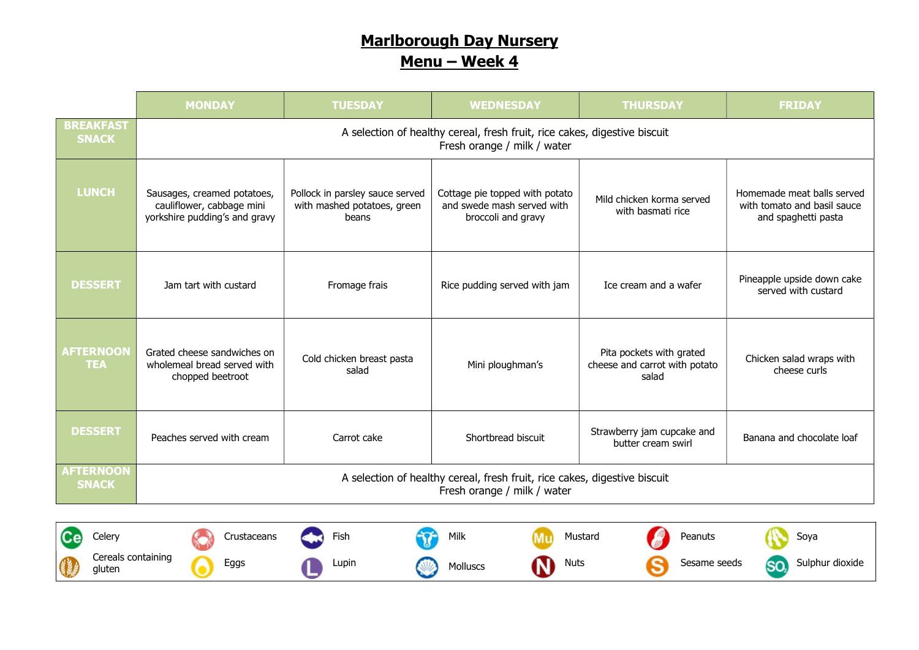# Marlborough Day Nursery

## Menu – Week 4

| | MONDAY | TUESDAY | WEDNESDAY | THURSDAY | FRIDAY |
|---|---|---|---|---|---|
| BREAKFAST SNACK | A selection of healthy cereal, fresh fruit, rice cakes, digestive biscuit Fresh orange / milk / water | | | | |
| LUNCH | Sausages, creamed potatoes, cauliflower, cabbage mini yorkshire pudding's and gravy | Pollock in parsley sauce served with mashed potatoes, green beans | Cottage pie topped with potato and swede mash served with broccoli and gravy | Mild chicken korma served with basmati rice | Homemade meat balls served with tomato and basil sauce and spaghetti pasta |
| DESSERT | Jam tart with custard | Fromage frais | Rice pudding served with jam | Ice cream and a wafer | Pineapple upside down cake served with custard |
| AFTERNOON TEA | Grated cheese sandwiches on wholemeal bread served with chopped beetroot | Cold chicken breast pasta salad | Mini ploughman's | Pita pockets with grated cheese and carrot with potato salad | Chicken salad wraps with cheese curls |
| DESSERT | Peaches served with cream | Carrot cake | Shortbread biscuit | Strawberry jam cupcake and butter cream swirl | Banana and chocolate loaf |
| AFTERNOON SNACK | A selection of healthy cereal, fresh fruit, rice cakes, digestive biscuit Fresh orange / milk / water | | | | |

| | | | | | | |
|---|---|---|---|---|---|---|
| Celery | Crustaceans | Fish | Milk | Mustard | Peanuts | Soya |
| Cereals containing gluten | Eggs | Lupin | Molluscs | Nuts | Sesame seeds | Sulphur dioxide |